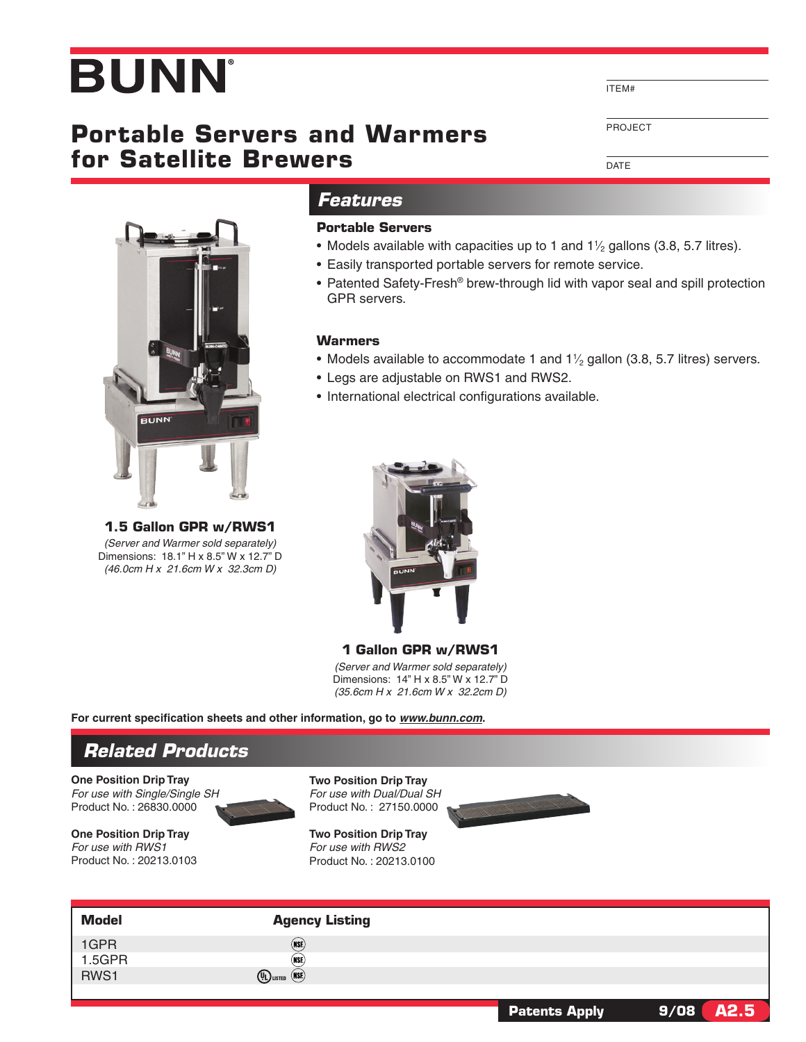# BUNN®

ITEM#

PROJECT

DATE

## Portable Servers and Warmers for Satellite Brewers

## Features

### Portable Servers

- Models available with capacities up to 1 and 1½ gallons (3.8, 5.7 litres).
- Easily transported portable servers for remote service.
- Patented Safety-Fresh® brew-through lid with vapor seal and spill protection GPR servers.

### Warmers

- Models available to accommodate 1 and 1½ gallon (3.8, 5.7 litres) servers.
- Legs are adjustable on RWS1 and RWS2.
- International electrical configurations available.

**1.5 Gallon GPR w/RWS1**
*(Server and Warmer sold separately)*
Dimensions: 18.1" H x 8.5" W x 12.7" D
*(46.0cm H x 21.6cm W x 32.3cm D)*

**1 Gallon GPR w/RWS1**
*(Server and Warmer sold separately)*
Dimensions: 14" H x 8.5" W x 12.7" D
*(35.6cm H x 21.6cm W x 32.2cm D)*

**For current specification sheets and other information, go to *www.bunn.com*.**

## Related Products

**One Position Drip Tray**
*For use with Single/Single SH*
Product No. : 26830.0000

**One Position Drip Tray**
*For use with RWS1*
Product No. : 20213.0103

**Two Position Drip Tray**
*For use with Dual/Dual SH*
Product No. : 27150.0000

**Two Position Drip Tray**
*For use with RWS2*
Product No. : 20213.0100

| Model | Agency Listing |
|---|---|
| 1GPR | NSF |
| 1.5GPR | NSF |
| RWS1 | UL LISTED, NSF |

**Patents Apply** 9/08 A2.5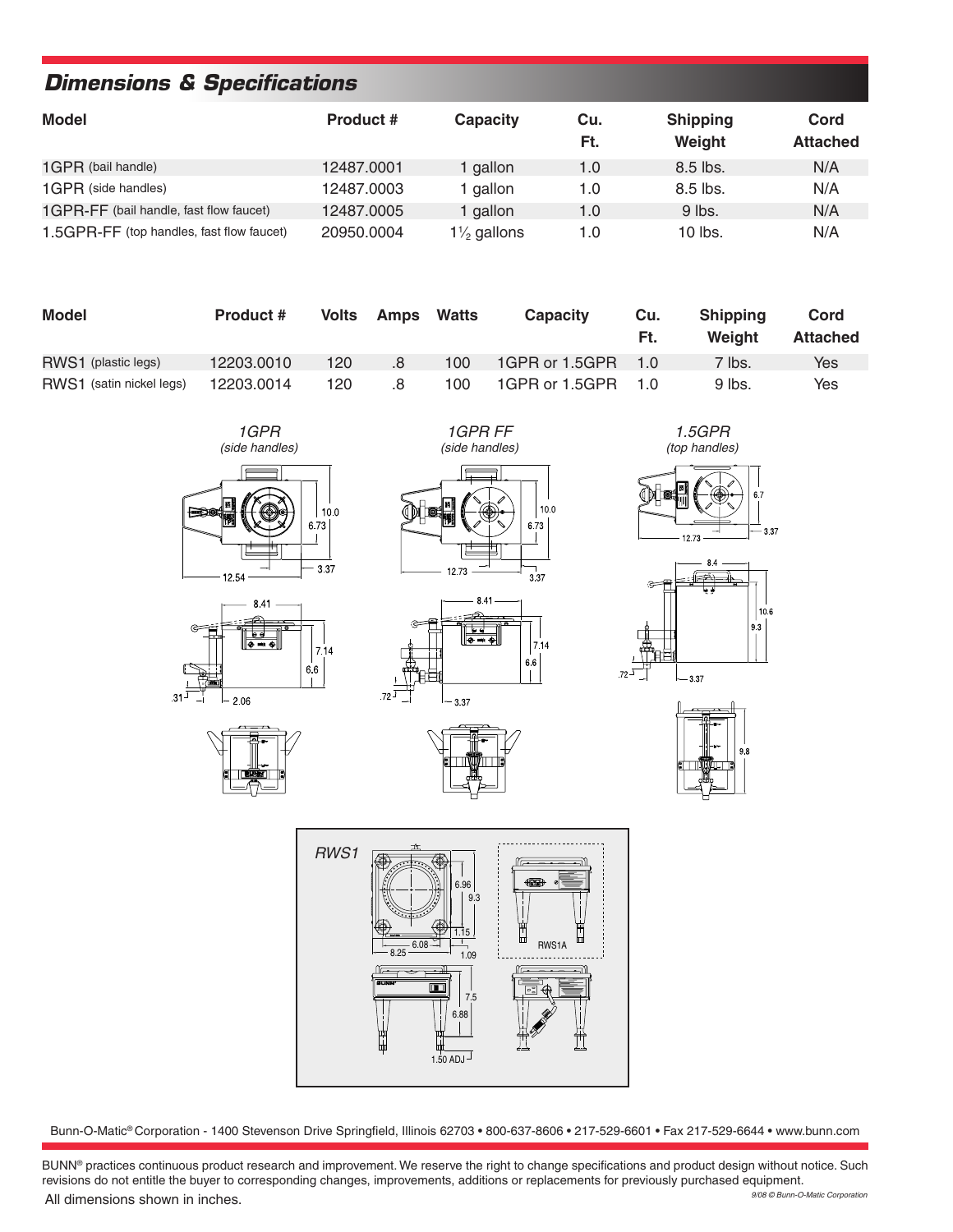## Dimensions & Specifications

| Model | Product # | Capacity | Cu. Ft. | Shipping Weight | Cord Attached |
|---|---|---|---|---|---|
| 1GPR (bail handle) | 12487.0001 | 1 gallon | 1.0 | 8.5 lbs. | N/A |
| 1GPR (side handles) | 12487.0003 | 1 gallon | 1.0 | 8.5 lbs. | N/A |
| 1GPR-FF (bail handle, fast flow faucet) | 12487.0005 | 1 gallon | 1.0 | 9 lbs. | N/A |
| 1.5GPR-FF (top handles, fast flow faucet) | 20950.0004 | 1½ gallons | 1.0 | 10 lbs. | N/A |

| Model | Product # | Volts | Amps | Watts | Capacity | Cu. Ft. | Shipping Weight | Cord Attached |
|---|---|---|---|---|---|---|---|---|
| RWS1 (plastic legs) | 12203.0010 | 120 | .8 | 100 | 1GPR or 1.5GPR | 1.0 | 7 lbs. | Yes |
| RWS1 (satin nickel legs) | 12203.0014 | 120 | .8 | 100 | 1GPR or 1.5GPR | 1.0 | 9 lbs. | Yes |

*1GPR*
*(side handles)*

10.0
6.73
12.54
3.37
8.41
7.14
6.6
.31
2.06

*1GPR FF*
*(side handles)*

10.0
6.73
12.73
3.37
8.41
7.14
6.6
.72
3.37

*1.5GPR*
*(top handles)*

6.7
12.73
3.37
8.4
10.6
9.3
.72
3.37
9.8

*RWS1*

6.96
9.3
1.15
6.08
8.25
1.09
RWS1A
7.5
6.88
1.50 ADJ

Bunn-O-Matic® Corporation - 1400 Stevenson Drive Springfield, Illinois 62703 • 800-637-8606 • 217-529-6601 • Fax 217-529-6644 • www.bunn.com

BUNN® practices continuous product research and improvement. We reserve the right to change specifications and product design without notice. Such revisions do not entitle the buyer to corresponding changes, improvements, additions or replacements for previously purchased equipment.

All dimensions shown in inches.

9/08 © Bunn-O-Matic Corporation